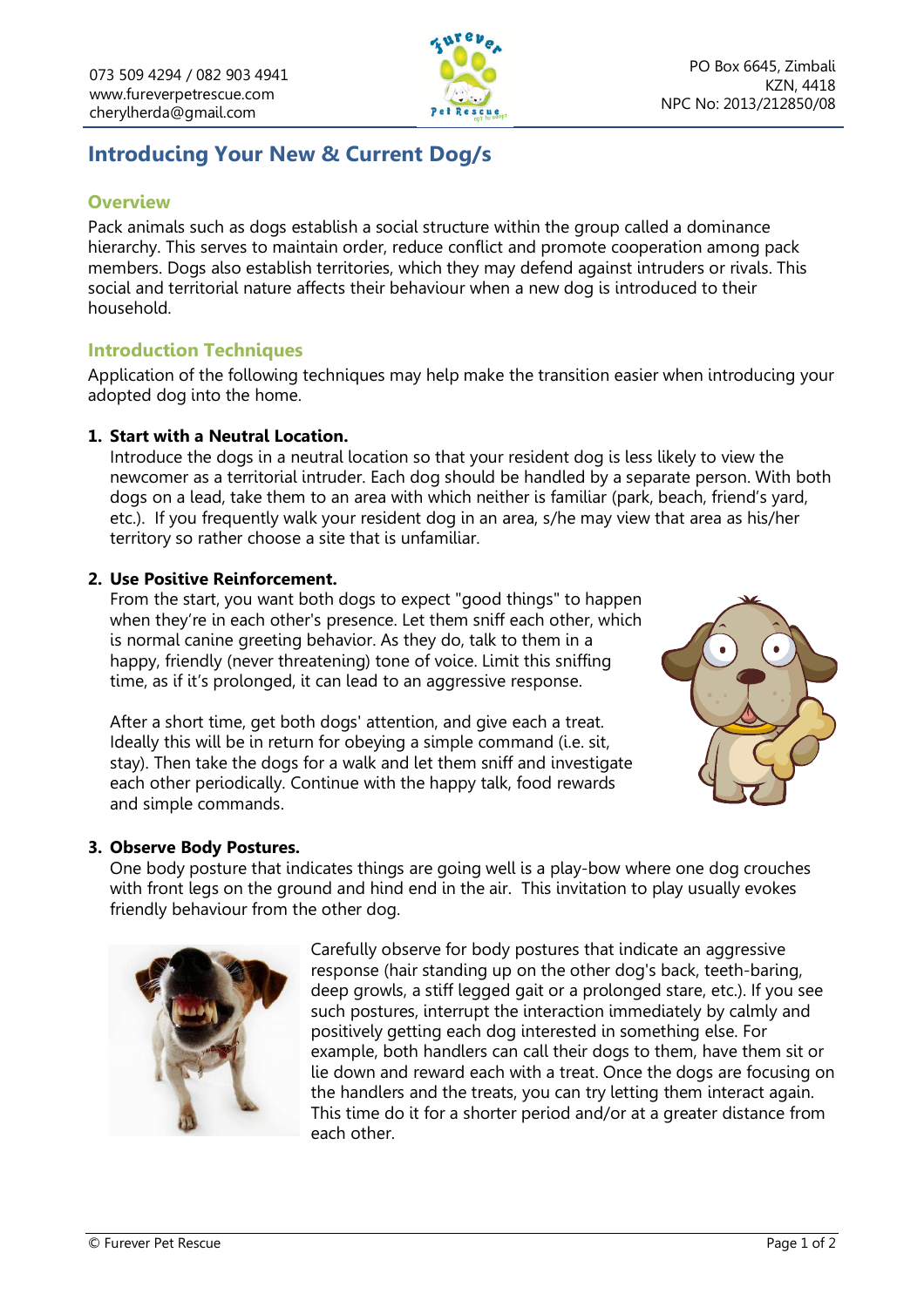073 509 4294 / 082 903 4941
www.fureverpetrescue.com
cherylherda@gmail.com

PO Box 6645, Zimbali
KZN, 4418
NPC No: 2013/212850/08

# Introducing Your New & Current Dog/s

## Overview

Pack animals such as dogs establish a social structure within the group called a dominance hierarchy. This serves to maintain order, reduce conflict and promote cooperation among pack members. Dogs also establish territories, which they may defend against intruders or rivals. This social and territorial nature affects their behaviour when a new dog is introduced to their household.

## Introduction Techniques

Application of the following techniques may help make the transition easier when introducing your adopted dog into the home.

1. **Start with a Neutral Location.**
   Introduce the dogs in a neutral location so that your resident dog is less likely to view the newcomer as a territorial intruder. Each dog should be handled by a separate person. With both dogs on a lead, take them to an area with which neither is familiar (park, beach, friend's yard, etc.). If you frequently walk your resident dog in an area, s/he may view that area as his/her territory so rather choose a site that is unfamiliar.

2. **Use Positive Reinforcement.**
   From the start, you want both dogs to expect "good things" to happen when they're in each other's presence. Let them sniff each other, which is normal canine greeting behavior. As they do, talk to them in a happy, friendly (never threatening) tone of voice. Limit this sniffing time, as if it's prolonged, it can lead to an aggressive response.

   After a short time, get both dogs' attention, and give each a treat. Ideally this will be in return for obeying a simple command (i.e. sit, stay). Then take the dogs for a walk and let them sniff and investigate each other periodically. Continue with the happy talk, food rewards and simple commands.

3. **Observe Body Postures.**
   One body posture that indicates things are going well is a play-bow where one dog crouches with front legs on the ground and hind end in the air. This invitation to play usually evokes friendly behaviour from the other dog.

   Carefully observe for body postures that indicate an aggressive response (hair standing up on the other dog's back, teeth-baring, deep growls, a stiff legged gait or a prolonged stare, etc.). If you see such postures, interrupt the interaction immediately by calmly and positively getting each dog interested in something else. For example, both handlers can call their dogs to them, have them sit or lie down and reward each with a treat. Once the dogs are focusing on the handlers and the treats, you can try letting them interact again. This time do it for a shorter period and/or at a greater distance from each other.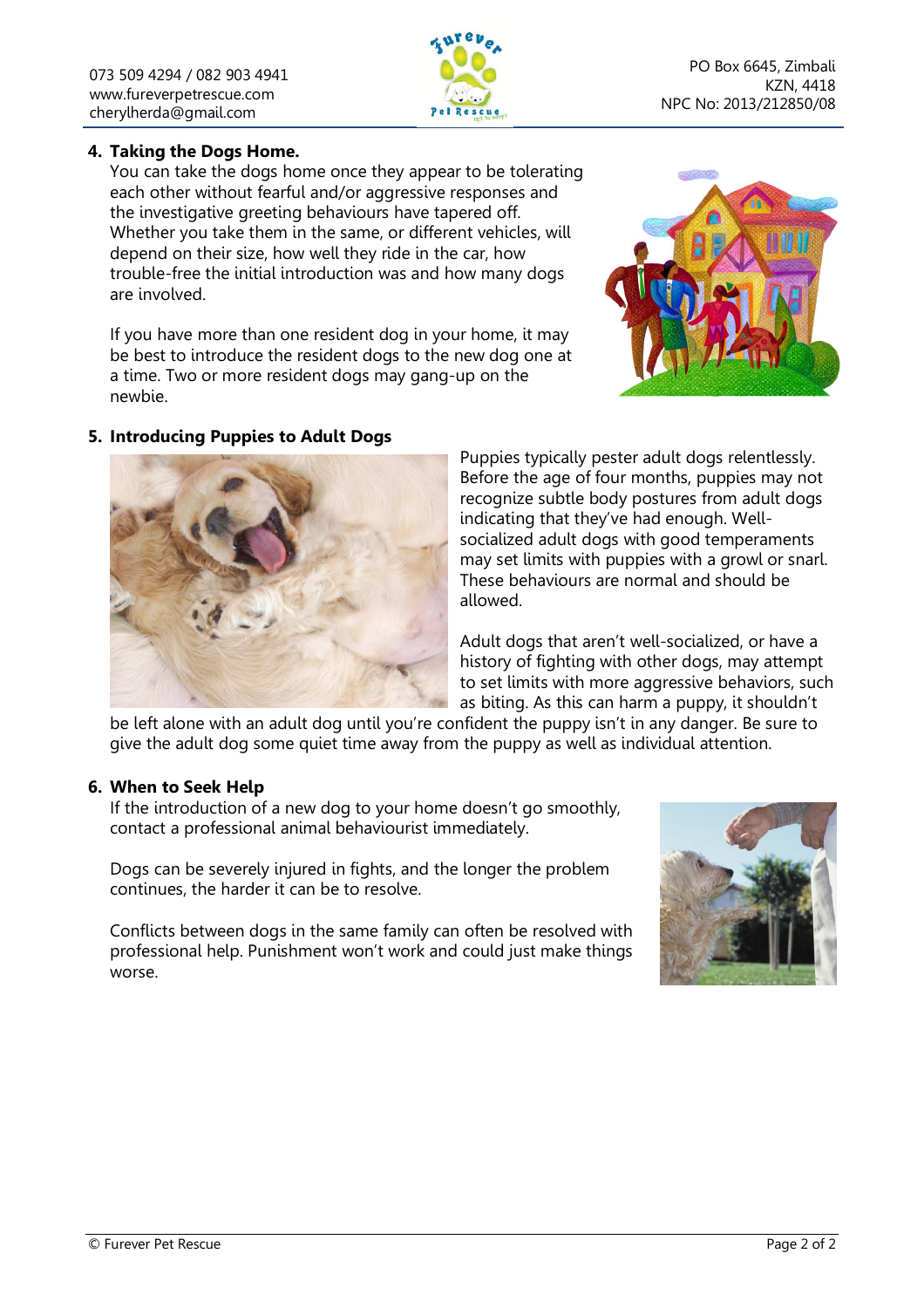4. **Taking the Dogs Home.**

   You can take the dogs home once they appear to be tolerating each other without fearful and/or aggressive responses and the investigative greeting behaviours have tapered off. Whether you take them in the same, or different vehicles, will depend on their size, how well they ride in the car, how trouble-free the initial introduction was and how many dogs are involved.

   If you have more than one resident dog in your home, it may be best to introduce the resident dogs to the new dog one at a time. Two or more resident dogs may gang-up on the newbie.

5. **Introducing Puppies to Adult Dogs**

   Puppies typically pester adult dogs relentlessly. Before the age of four months, puppies may not recognize subtle body postures from adult dogs indicating that they've had enough. Well-socialized adult dogs with good temperaments may set limits with puppies with a growl or snarl. These behaviours are normal and should be allowed.

   Adult dogs that aren't well-socialized, or have a history of fighting with other dogs, may attempt to set limits with more aggressive behaviors, such as biting. As this can harm a puppy, it shouldn't be left alone with an adult dog until you're confident the puppy isn't in any danger. Be sure to give the adult dog some quiet time away from the puppy as well as individual attention.

6. **When to Seek Help**

   If the introduction of a new dog to your home doesn't go smoothly, contact a professional animal behaviourist immediately.

   Dogs can be severely injured in fights, and the longer the problem continues, the harder it can be to resolve.

   Conflicts between dogs in the same family can often be resolved with professional help. Punishment won't work and could just make things worse.